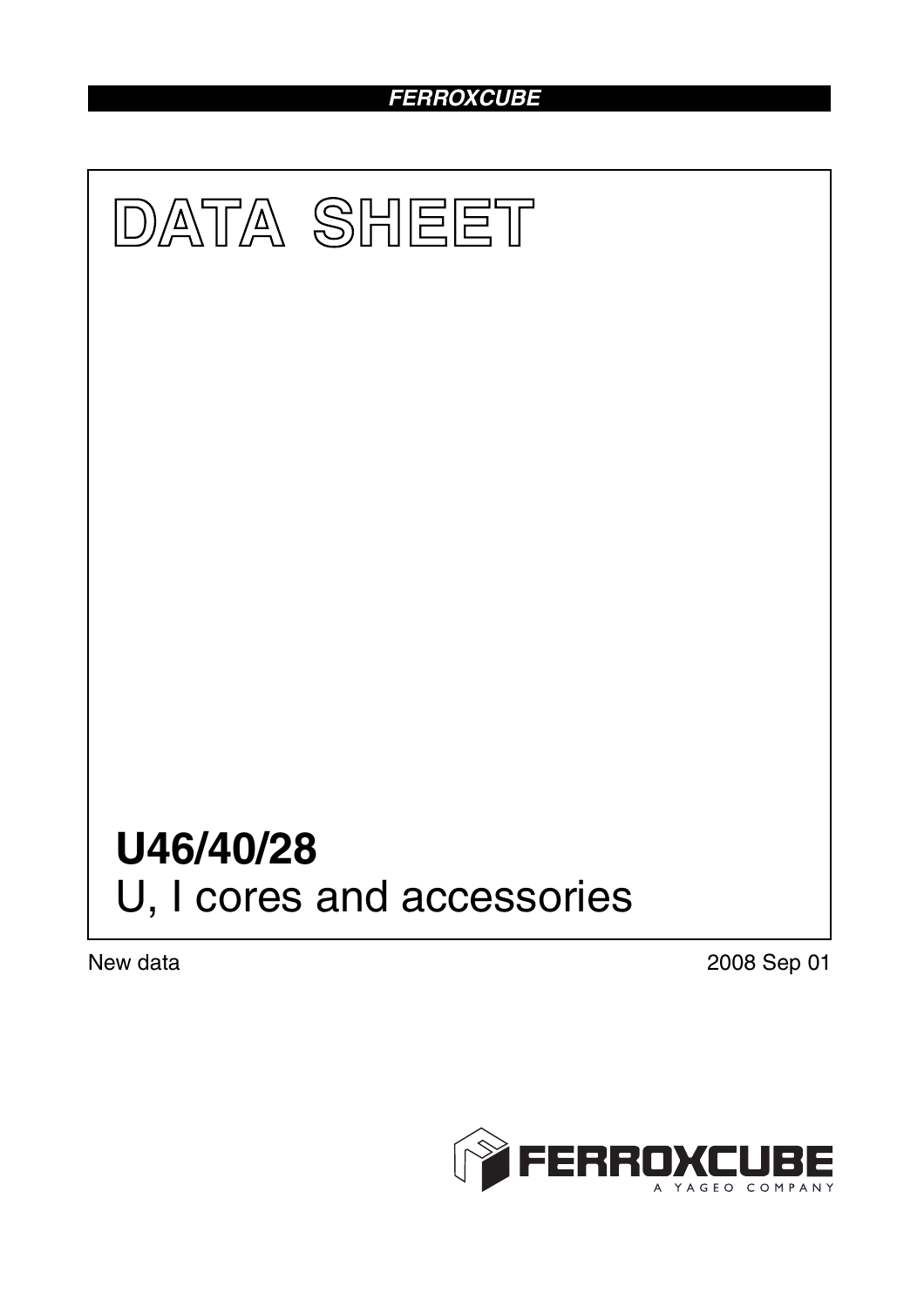# DATA SHEET

# U46/40/28

## U, I cores and accessories

New data

2008 Sep 01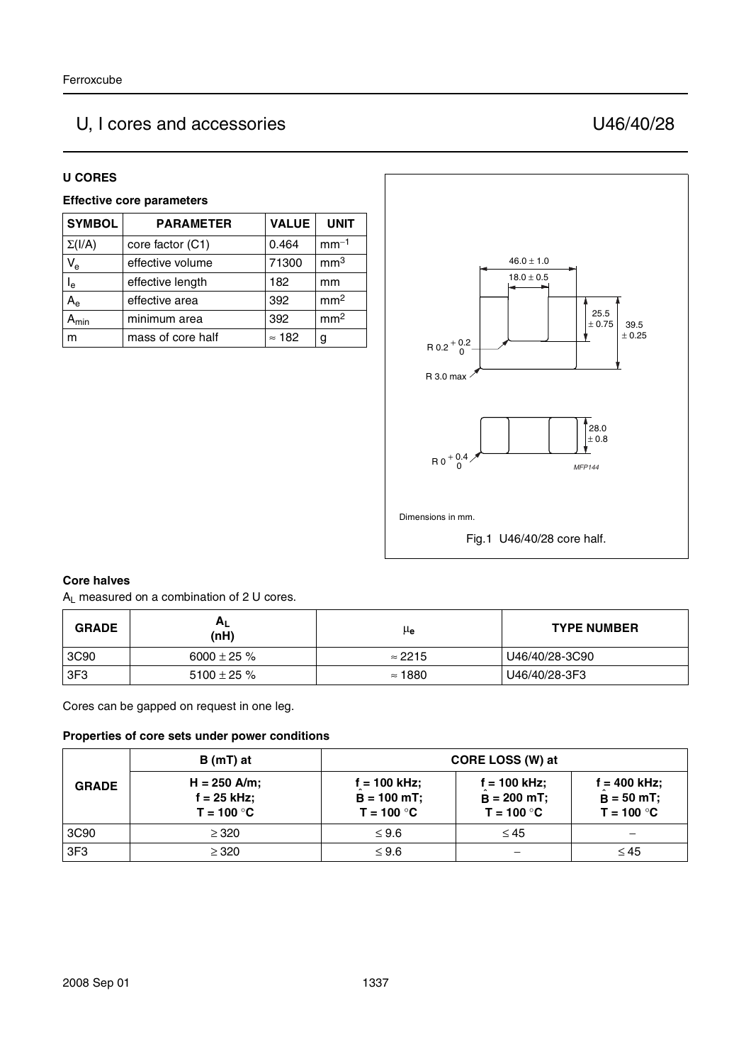# U, I cores and accessories — U46/40/28

## U CORES

### Effective core parameters

| SYMBOL | PARAMETER | VALUE | UNIT |
|---|---|---|---|
| $\Sigma(l/A)$ | core factor (C1) | 0.464 | $mm^{-1}$ |
| $V_e$ | effective volume | 71300 | $mm^3$ |
| $l_e$ | effective length | 182 | mm |
| $A_e$ | effective area | 392 | $mm^2$ |
| $A_{min}$ | minimum area | 392 | $mm^2$ |
| m | mass of core half | ≈ 182 | g |

Dimensions in mm.

Fig.1 U46/40/28 core half.

### Core halves

$A_L$ measured on a combination of 2 U cores.

| GRADE | $A_L$ (nH) | $\mu_e$ | TYPE NUMBER |
|---|---|---|---|
| 3C90 | 6000 ± 25 % | ≈ 2215 | U46/40/28-3C90 |
| 3F3 | 5100 ± 25 % | ≈ 1880 | U46/40/28-3F3 |

Cores can be gapped on request in one leg.

### Properties of core sets under power conditions

| GRADE | B (mT) at | CORE LOSS (W) at | | |
|---|---|---|---|---|
| | H = 250 A/m; f = 25 kHz; T = 100 °C | f = 100 kHz; $\hat{B}$ = 100 mT; T = 100 °C | f = 100 kHz; $\hat{B}$ = 200 mT; T = 100 °C | f = 400 kHz; $\hat{B}$ = 50 mT; T = 100 °C |
| 3C90 | ≥ 320 | ≤ 9.6 | ≤ 45 | − |
| 3F3 | ≥ 320 | ≤ 9.6 | − | ≤ 45 |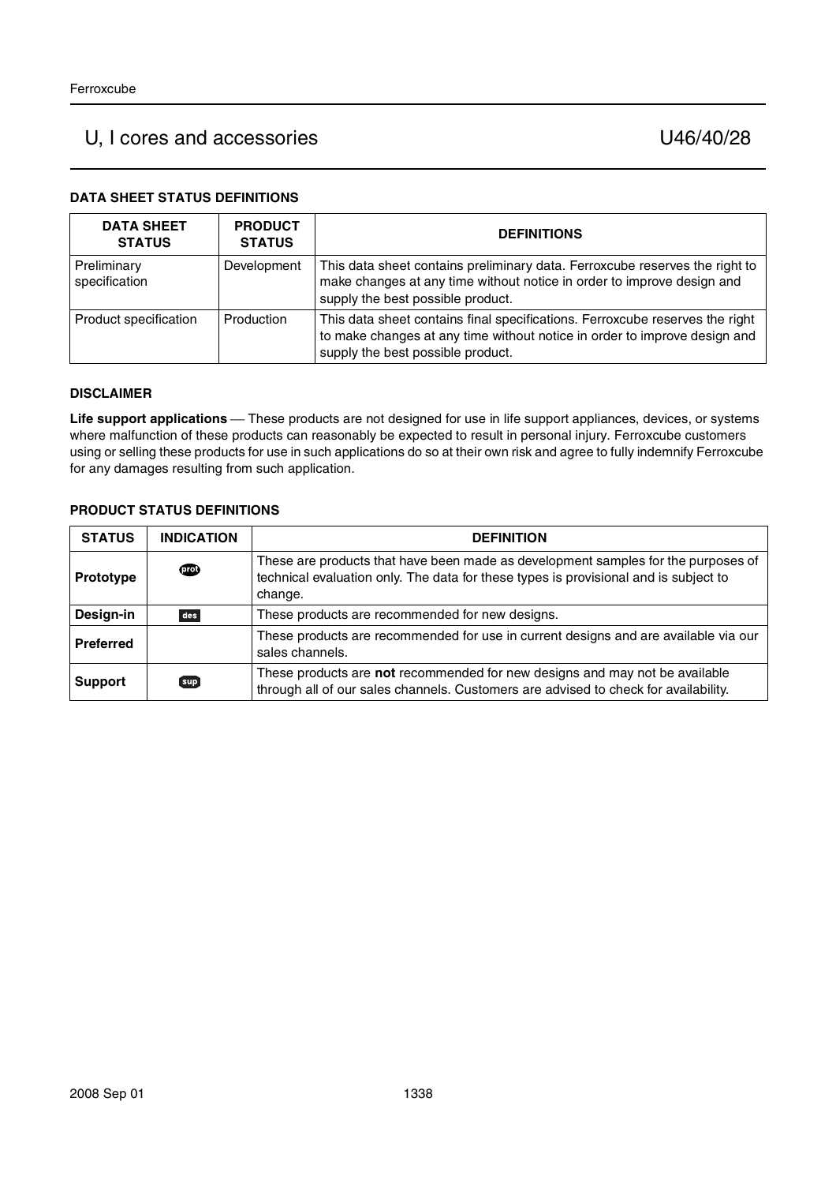## DATA SHEET STATUS DEFINITIONS

| DATA SHEET STATUS | PRODUCT STATUS | DEFINITIONS |
|---|---|---|
| Preliminary specification | Development | This data sheet contains preliminary data. Ferroxcube reserves the right to make changes at any time without notice in order to improve design and supply the best possible product. |
| Product specification | Production | This data sheet contains final specifications. Ferroxcube reserves the right to make changes at any time without notice in order to improve design and supply the best possible product. |

## DISCLAIMER

**Life support applications** — These products are not designed for use in life support appliances, devices, or systems where malfunction of these products can reasonably be expected to result in personal injury. Ferroxcube customers using or selling these products for use in such applications do so at their own risk and agree to fully indemnify Ferroxcube for any damages resulting from such application.

## PRODUCT STATUS DEFINITIONS

| STATUS | INDICATION | DEFINITION |
|---|---|---|
| **Prototype** | prot | These are products that have been made as development samples for the purposes of technical evaluation only. The data for these types is provisional and is subject to change. |
| **Design-in** | des | These products are recommended for new designs. |
| **Preferred** | | These products are recommended for use in current designs and are available via our sales channels. |
| **Support** | sup | These products are **not** recommended for new designs and may not be available through all of our sales channels. Customers are advised to check for availability. |